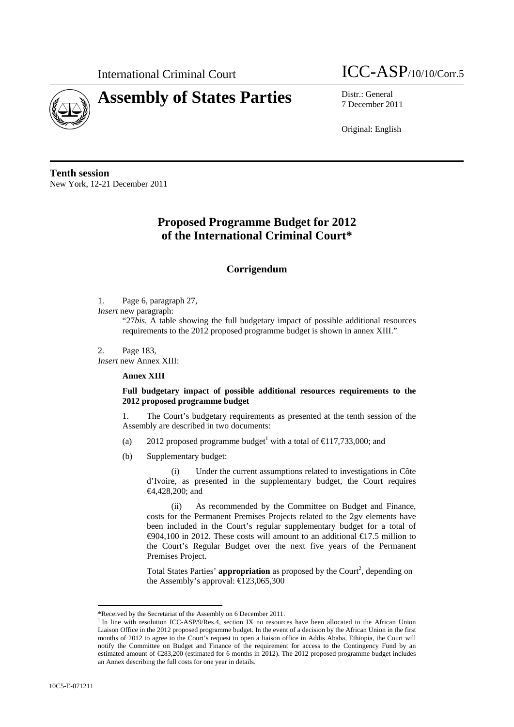International Criminal Court ICC-ASP/10/10/Corr.5

# Assembly of States Parties

Distr.: General
7 December 2011

Original: English

**Tenth session**
New York, 12-21 December 2011

## Proposed Programme Budget for 2012 of the International Criminal Court*

### Corrigendum

1. Page 6, paragraph 27,

*Insert* new paragraph:

"27*bis*. A table showing the full budgetary impact of possible additional resources requirements to the 2012 proposed programme budget is shown in annex XIII."

2. Page 183,

*Insert* new Annex XIII:

**Annex XIII**

**Full budgetary impact of possible additional resources requirements to the 2012 proposed programme budget**

1. The Court's budgetary requirements as presented at the tenth session of the Assembly are described in two documents:

(a) 2012 proposed programme budget[1] with a total of €117,733,000; and

(b) Supplementary budget:

(i) Under the current assumptions related to investigations in Côte d'Ivoire, as presented in the supplementary budget, the Court requires €4,428,200; and

(ii) As recommended by the Committee on Budget and Finance, costs for the Permanent Premises Projects related to the 2gv elements have been included in the Court's regular supplementary budget for a total of €904,100 in 2012. These costs will amount to an additional €17.5 million to the Court's Regular Budget over the next five years of the Permanent Premises Project.

Total States Parties' **appropriation** as proposed by the Court[2], depending on the Assembly's approval: €123,065,300

---

*Received by the Secretariat of the Assembly on 6 December 2011.

[1] In line with resolution ICC-ASP/9/Res.4, section IX no resources have been allocated to the African Union Liaison Office in the 2012 proposed programme budget. In the event of a decision by the African Union in the first months of 2012 to agree to the Court's request to open a liaison office in Addis Ababa, Ethiopia, the Court will notify the Committee on Budget and Finance of the requirement for access to the Contingency Fund by an estimated amount of €283,200 (estimated for 6 months in 2012). The 2012 proposed programme budget includes an Annex describing the full costs for one year in details.

10C5-E-071211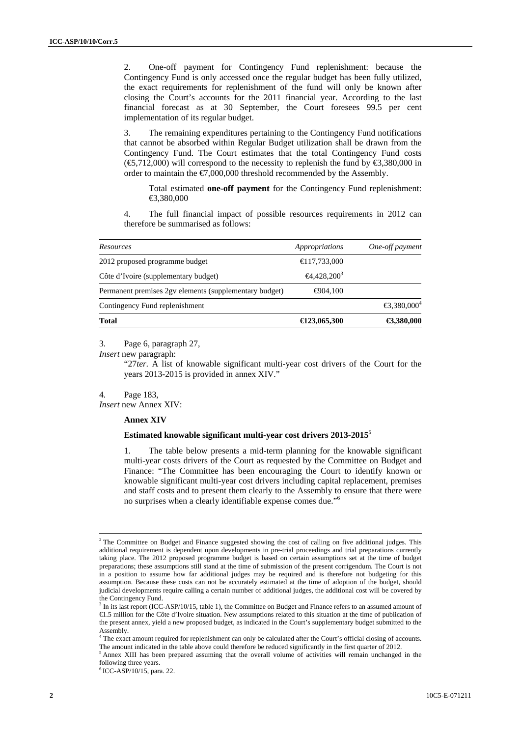2. One-off payment for Contingency Fund replenishment: because the Contingency Fund is only accessed once the regular budget has been fully utilized, the exact requirements for replenishment of the fund will only be known after closing the Court's accounts for the 2011 financial year. According to the last financial forecast as at 30 September, the Court foresees 99.5 per cent implementation of its regular budget.

3. The remaining expenditures pertaining to the Contingency Fund notifications that cannot be absorbed within Regular Budget utilization shall be drawn from the Contingency Fund. The Court estimates that the total Contingency Fund costs (€5,712,000) will correspond to the necessity to replenish the fund by €3,380,000 in order to maintain the €7,000,000 threshold recommended by the Assembly.

Total estimated **one-off payment** for the Contingency Fund replenishment: €3,380,000

4. The full financial impact of possible resources requirements in 2012 can therefore be summarised as follows:

| *Resources* | *Appropriations* | *One-off payment* |
|---|---|---|
| 2012 proposed programme budget | €117,733,000 | |
| Côte d'Ivoire (supplementary budget) | €4,428,200[3] | |
| Permanent premises 2gv elements (supplementary budget) | €904,100 | |
| Contingency Fund replenishment | | €3,380,000[4] |
| **Total** | **€123,065,300** | **€3,380,000** |

3. Page 6, paragraph 27,

*Insert* new paragraph:

"27*ter.* A list of knowable significant multi-year cost drivers of the Court for the years 2013-2015 is provided in annex XIV."

4. Page 183,

*Insert* new Annex XIV:

**Annex XIV**

**Estimated knowable significant multi-year cost drivers 2013-2015**[5]

1. The table below presents a mid-term planning for the knowable significant multi-year costs drivers of the Court as requested by the Committee on Budget and Finance: "The Committee has been encouraging the Court to identify known or knowable significant multi-year cost drivers including capital replacement, premises and staff costs and to present them clearly to the Assembly to ensure that there were no surprises when a clearly identifiable expense comes due."[6]

---

[2] The Committee on Budget and Finance suggested showing the cost of calling on five additional judges. This additional requirement is dependent upon developments in pre-trial proceedings and trial preparations currently taking place. The 2012 proposed programme budget is based on certain assumptions set at the time of budget preparations; these assumptions still stand at the time of submission of the present corrigendum. The Court is not in a position to assume how far additional judges may be required and is therefore not budgeting for this assumption. Because these costs can not be accurately estimated at the time of adoption of the budget, should judicial developments require calling a certain number of additional judges, the additional cost will be covered by the Contingency Fund.

[3] In its last report (ICC-ASP/10/15, table 1), the Committee on Budget and Finance refers to an assumed amount of €1.5 million for the Côte d'Ivoire situation. New assumptions related to this situation at the time of publication of the present annex, yield a new proposed budget, as indicated in the Court's supplementary budget submitted to the Assembly.

[4] The exact amount required for replenishment can only be calculated after the Court's official closing of accounts. The amount indicated in the table above could therefore be reduced significantly in the first quarter of 2012.

[5] Annex XIII has been prepared assuming that the overall volume of activities will remain unchanged in the following three years.

[6] ICC-ASP/10/15, para. 22.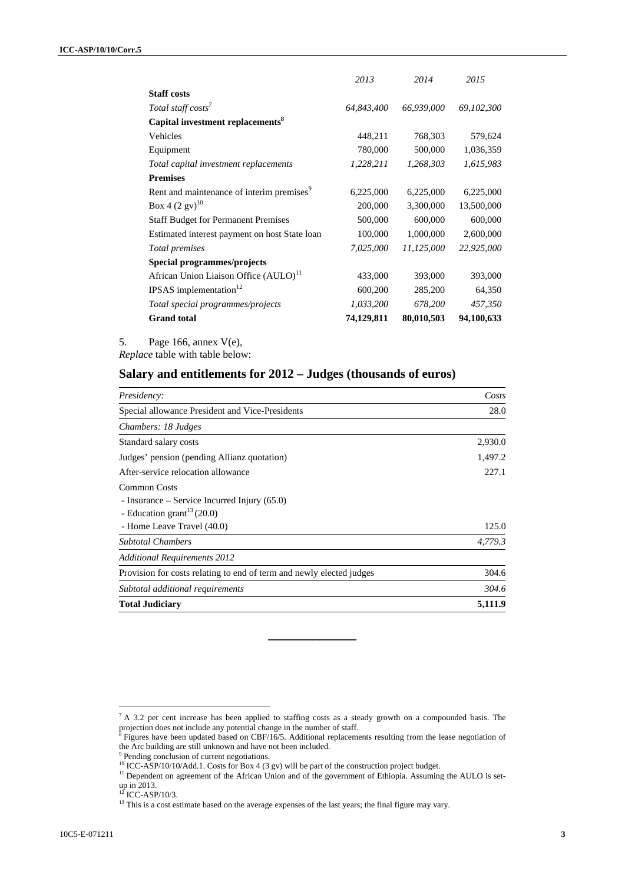| | 2013 | 2014 | 2015 |
|---|---|---|---|
| **Staff costs** | | | |
| *Total staff costs*[7] | *64,843,400* | *66,939,000* | *69,102,300* |
| **Capital investment replacements**[8] | | | |
| Vehicles | 448,211 | 768,303 | 579,624 |
| Equipment | 780,000 | 500,000 | 1,036,359 |
| *Total capital investment replacements* | *1,228,211* | *1,268,303* | *1,615,983* |
| **Premises** | | | |
| Rent and maintenance of interim premises[9] | 6,225,000 | 6,225,000 | 6,225,000 |
| Box 4 (2 gv)[10] | 200,000 | 3,300,000 | 13,500,000 |
| Staff Budget for Permanent Premises | 500,000 | 600,000 | 600,000 |
| Estimated interest payment on host State loan | 100,000 | 1,000,000 | 2,600,000 |
| *Total premises* | *7,025,000* | *11,125,000* | *22,925,000* |
| **Special programmes/projects** | | | |
| African Union Liaison Office (AULO)[11] | 433,000 | 393,000 | 393,000 |
| IPSAS implementation[12] | 600,200 | 285,200 | 64,350 |
| *Total special programmes/projects* | *1,033,200* | *678,200* | *457,350* |
| **Grand total** | **74,129,811** | **80,010,503** | **94,100,633** |

5. Page 166, annex V(e),

*Replace* table with table below:

## Salary and entitlements for 2012 – Judges (thousands of euros)

| *Presidency:* | *Costs* |
|---|---|
| Special allowance President and Vice-Presidents | 28.0 |
| *Chambers: 18 Judges* | |
| Standard salary costs | 2,930.0 |
| Judges' pension (pending Allianz quotation) | 1,497.2 |
| After-service relocation allowance | 227.1 |
| Common Costs<br>- Insurance – Service Incurred Injury (65.0)<br>- Education grant[13] (20.0)<br>- Home Leave Travel (40.0) | 125.0 |
| *Subtotal Chambers* | *4,779.3* |
| *Additional Requirements 2012* | |
| Provision for costs relating to end of term and newly elected judges | 304.6 |
| *Subtotal additional requirements* | *304.6* |
| **Total Judiciary** | **5,111.9** |

---

[7] A 3.2 per cent increase has been applied to staffing costs as a steady growth on a compounded basis. The projection does not include any potential change in the number of staff.

[8] Figures have been updated based on CBF/16/5. Additional replacements resulting from the lease negotiation of the Arc building are still unknown and have not been included.

[9] Pending conclusion of current negotiations.

[10] ICC-ASP/10/10/Add.1. Costs for Box 4 (3 gv) will be part of the construction project budget.

[11] Dependent on agreement of the African Union and of the government of Ethiopia. Assuming the AULO is set-up in 2013.

[12] ICC-ASP/10/3.

[13] This is a cost estimate based on the average expenses of the last years; the final figure may vary.